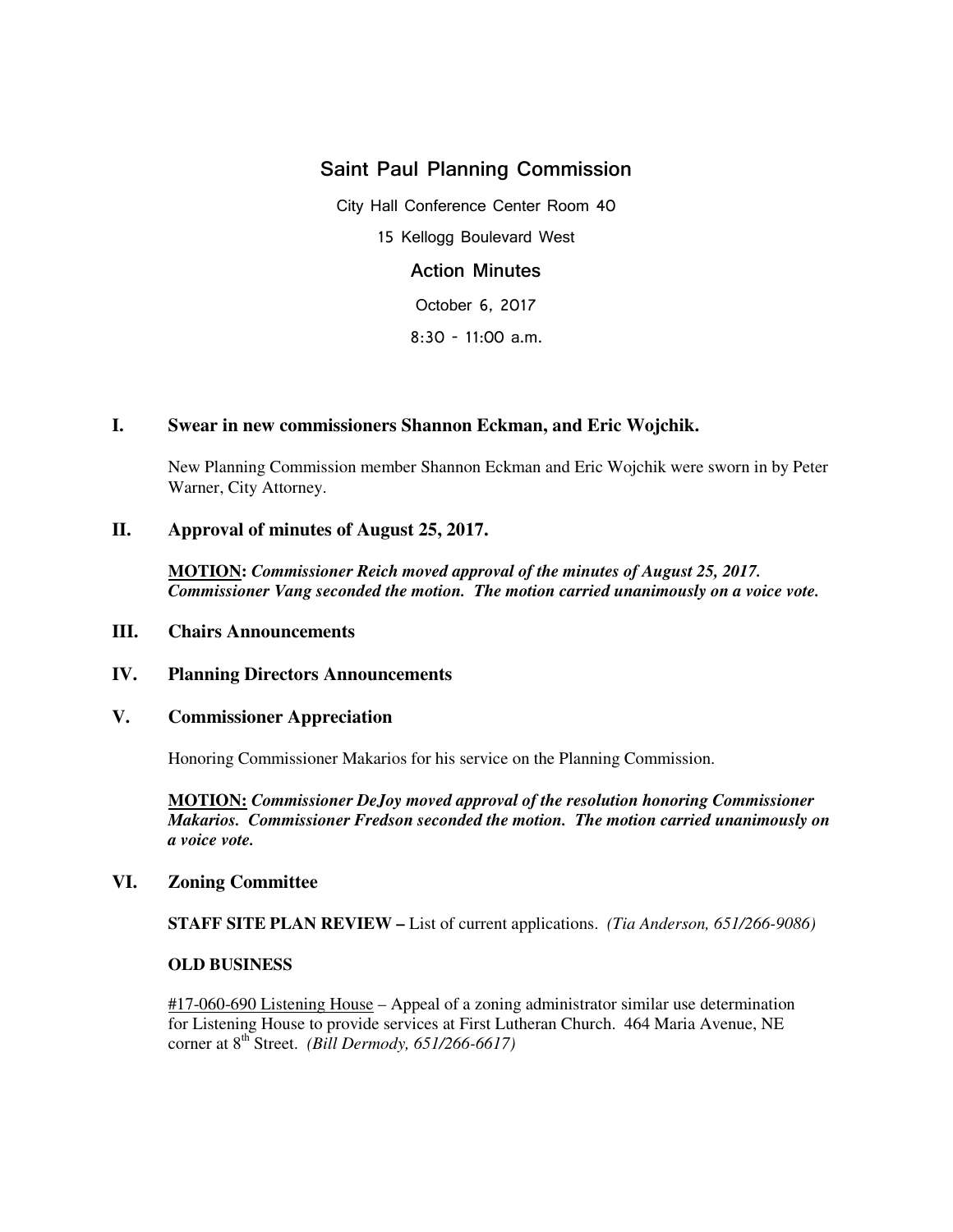# Saint Paul Planning Commission

City Hall Conference Center Room 40

15 Kellogg Boulevard West

## Action Minutes

October 6, 2017

8:30 - 11:00 a.m.

## I. Swear in new commissioners Shannon Eckman, and Eric Wojchik.

New Planning Commission member Shannon Eckman and Eric Wojchik were sworn in by Peter Warner, City Attorney.

## II. Approval of minutes of August 25, 2017.

**MOTION:** ***Commissioner Reich moved approval of the minutes of August 25, 2017. Commissioner Vang seconded the motion. The motion carried unanimously on a voice vote.***

## III. Chairs Announcements

## IV. Planning Directors Announcements

## V. Commissioner Appreciation

Honoring Commissioner Makarios for his service on the Planning Commission.

**MOTION:** ***Commissioner DeJoy moved approval of the resolution honoring Commissioner Makarios. Commissioner Fredson seconded the motion. The motion carried unanimously on a voice vote.***

## VI. Zoning Committee

**STAFF SITE PLAN REVIEW –** List of current applications. *(Tia Anderson, 651/266-9086)*

**OLD BUSINESS**

#17-060-690 Listening House – Appeal of a zoning administrator similar use determination for Listening House to provide services at First Lutheran Church. 464 Maria Avenue, NE corner at 8th Street. *(Bill Dermody, 651/266-6617)*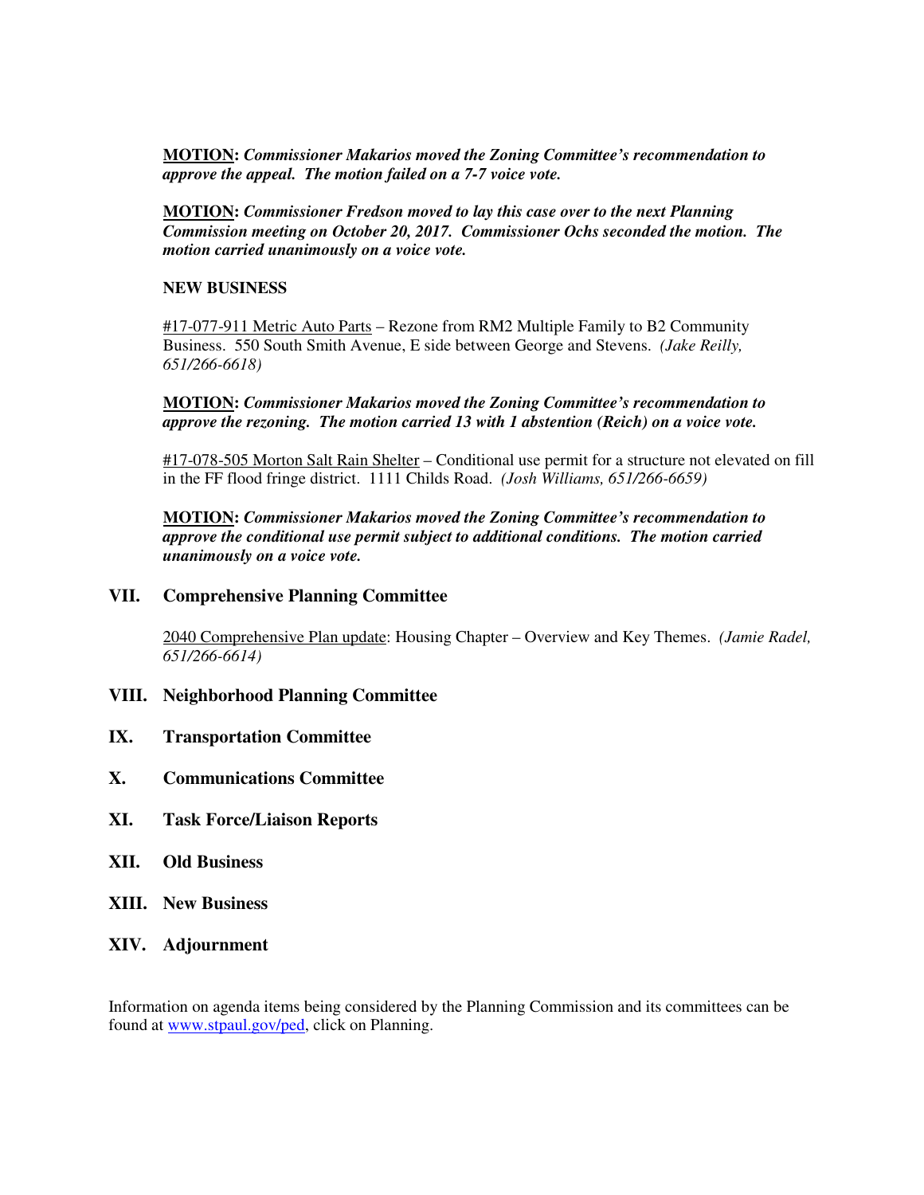**MOTION:** ***Commissioner Makarios moved the Zoning Committee's recommendation to approve the appeal. The motion failed on a 7-7 voice vote.***

**MOTION:** ***Commissioner Fredson moved to lay this case over to the next Planning Commission meeting on October 20, 2017. Commissioner Ochs seconded the motion. The motion carried unanimously on a voice vote.***

**NEW BUSINESS**

#17-077-911 Metric Auto Parts – Rezone from RM2 Multiple Family to B2 Community Business. 550 South Smith Avenue, E side between George and Stevens. *(Jake Reilly, 651/266-6618)*

**MOTION:** ***Commissioner Makarios moved the Zoning Committee's recommendation to approve the rezoning. The motion carried 13 with 1 abstention (Reich) on a voice vote.***

#17-078-505 Morton Salt Rain Shelter – Conditional use permit for a structure not elevated on fill in the FF flood fringe district. 1111 Childs Road. *(Josh Williams, 651/266-6659)*

**MOTION:** ***Commissioner Makarios moved the Zoning Committee's recommendation to approve the conditional use permit subject to additional conditions. The motion carried unanimously on a voice vote.***

## VII. Comprehensive Planning Committee

2040 Comprehensive Plan update: Housing Chapter – Overview and Key Themes. *(Jamie Radel, 651/266-6614)*

## VIII. Neighborhood Planning Committee

## IX. Transportation Committee

## X. Communications Committee

## XI. Task Force/Liaison Reports

## XII. Old Business

## XIII. New Business

## XIV. Adjournment

Information on agenda items being considered by the Planning Commission and its committees can be found at www.stpaul.gov/ped, click on Planning.